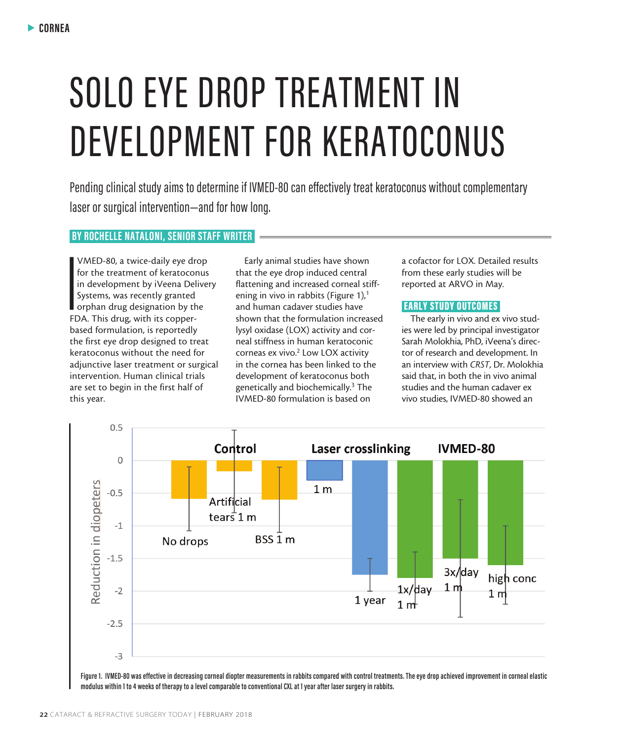# SOLO EYE DROP TREATMENT IN DEVELOPMENT FOR KERATOCONUS

Pending clinical study aims to determine if IVMED-80 can effectively treat keratoconus without complementary laser or surgical intervention—and for how long.

**BY ROCHELLE NATALONI, SENIOR STAFF WRITER**

IVMED-80, a twice-daily eye drop for the treatment of keratoconus in development by iVeena Delivery Systems, was recently granted orphan drug designation by the FDA. This drug, with its copper-based formulation, is reportedly the first eye drop designed to treat keratoconus without the need for adjunctive laser treatment or surgical intervention. Human clinical trials are set to begin in the first half of this year.

Early animal studies have shown that the eye drop induced central flattening and increased corneal stiffening in vivo in rabbits (Figure 1),[1] and human cadaver studies have shown that the formulation increased lysyl oxidase (LOX) activity and corneal stiffness in human keratoconic corneas ex vivo.[2] Low LOX activity in the cornea has been linked to the development of keratoconus both genetically and biochemically.[3] The IVMED-80 formulation is based on a cofactor for LOX. Detailed results from these early studies will be reported at ARVO in May.

## EARLY STUDY OUTCOMES

The early in vivo and ex vivo studies were led by principal investigator Sarah Molokhia, PhD, iVeena's director of research and development. In an interview with *CRST*, Dr. Molokhia said that, in both the in vivo animal studies and the human cadaver ex vivo studies, IVMED-80 showed an

Figure 1. IVMED-80 was effective in decreasing corneal diopter measurements in rabbits compared with control treatments. The eye drop achieved improvement in corneal elastic modulus within 1 to 4 weeks of therapy to a level comparable to conventional CXL at 1 year after laser surgery in rabbits.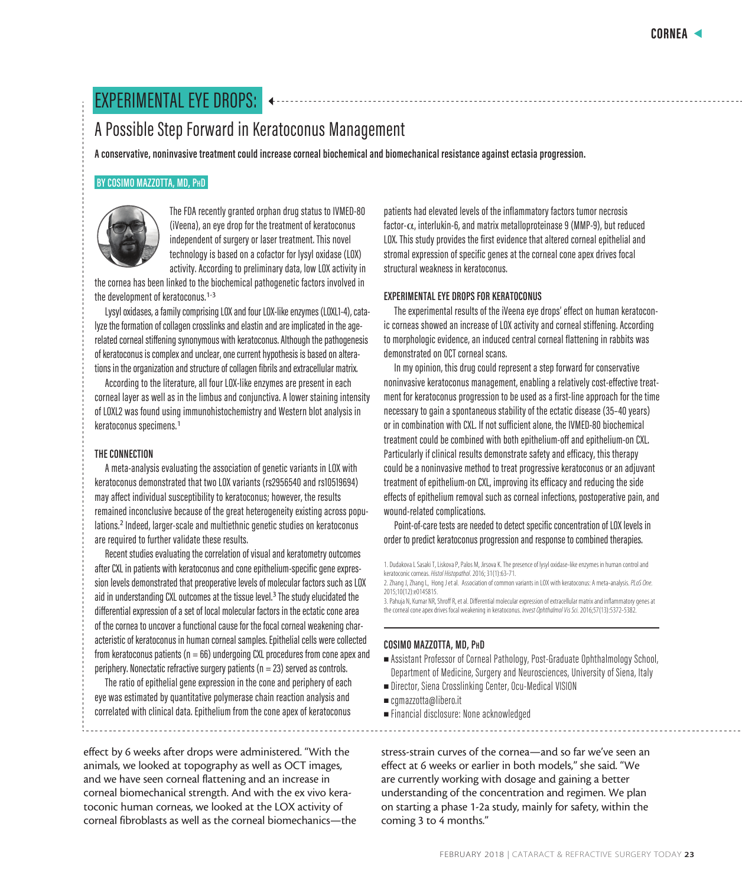# EXPERIMENTAL EYE DROPS:

## A Possible Step Forward in Keratoconus Management

**A conservative, noninvasive treatment could increase corneal biochemical and biomechanical resistance against ectasia progression.**

**BY COSIMO MAZZOTTA, MD, PhD**

The FDA recently granted orphan drug status to IVMED-80 (iVeena), an eye drop for the treatment of keratoconus independent of surgery or laser treatment. This novel technology is based on a cofactor for lysyl oxidase (LOX) activity. According to preliminary data, low LOX activity in the cornea has been linked to the biochemical pathogenetic factors involved in the development of keratoconus.[1-3]

Lysyl oxidases, a family comprising LOX and four LOX-like enzymes (LOXL1-4), catalyze the formation of collagen crosslinks and elastin and are implicated in the age-related corneal stiffening synonymous with keratoconus. Although the pathogenesis of keratoconus is complex and unclear, one current hypothesis is based on alterations in the organization and structure of collagen fibrils and extracellular matrix.

According to the literature, all four LOX-like enzymes are present in each corneal layer as well as in the limbus and conjunctiva. A lower staining intensity of LOXL2 was found using immunohistochemistry and Western blot analysis in keratoconus specimens.[1]

### THE CONNECTION

A meta-analysis evaluating the association of genetic variants in LOX with keratoconus demonstrated that two LOX variants (rs2956540 and rs10519694) may affect individual susceptibility to keratoconus; however, the results remained inconclusive because of the great heterogeneity existing across populations.[2] Indeed, larger-scale and multiethnic genetic studies on keratoconus are required to further validate these results.

Recent studies evaluating the correlation of visual and keratometry outcomes after CXL in patients with keratoconus and cone epithelium-specific gene expression levels demonstrated that preoperative levels of molecular factors such as LOX aid in understanding CXL outcomes at the tissue level.[3] The study elucidated the differential expression of a set of local molecular factors in the ectatic cone area of the cornea to uncover a functional cause for the focal corneal weakening characteristic of keratoconus in human corneal samples. Epithelial cells were collected from keratoconus patients (n = 66) undergoing CXL procedures from cone apex and periphery. Nonectatic refractive surgery patients (n = 23) served as controls.

The ratio of epithelial gene expression in the cone and periphery of each eye was estimated by quantitative polymerase chain reaction analysis and correlated with clinical data. Epithelium from the cone apex of keratoconus patients had elevated levels of the inflammatory factors tumor necrosis factor-$\alpha$, interlukin-6, and matrix metalloproteinase 9 (MMP-9), but reduced LOX. This study provides the first evidence that altered corneal epithelial and stromal expression of specific genes at the corneal cone apex drives focal structural weakness in keratoconus.

### EXPERIMENTAL EYE DROPS FOR KERATOCONUS

The experimental results of the iVeena eye drops' effect on human keratoconic corneas showed an increase of LOX activity and corneal stiffening. According to morphologic evidence, an induced central corneal flattening in rabbits was demonstrated on OCT corneal scans.

In my opinion, this drug could represent a step forward for conservative noninvasive keratoconus management, enabling a relatively cost-effective treatment for keratoconus progression to be used as a first-line approach for the time necessary to gain a spontaneous stability of the ectatic disease (35–40 years) or in combination with CXL. If not sufficient alone, the IVMED-80 biochemical treatment could be combined with both epithelium-off and epithelium-on CXL. Particularly if clinical results demonstrate safety and efficacy, this therapy could be a noninvasive method to treat progressive keratoconus or an adjuvant treatment of epithelium-on CXL, improving its efficacy and reducing the side effects of epithelium removal such as corneal infections, postoperative pain, and wound-related complications.

Point-of-care tests are needed to detect specific concentration of LOX levels in order to predict keratoconus progression and response to combined therapies.

1. Dudakova L Sasaki T, Liskova P, Palos M, Jirsova K. The presence of lysyl oxidase-like enzymes in human control and keratoconic corneas. *Histol Histopathol*. 2016; 31(1):63-71.
2. Zhang J, Zhang L, Hong J et al. Association of common variants in LOX with keratoconus: A meta-analysis. *PLoS One*. 2015;10(12):e0145815.
3. Pahuja N, Kumar NR, Shroff R, et al. Differential molecular expression of extracellular matrix and inflammatory genes at the corneal cone apex drives focal weakening in keratoconus. *Invest Ophthalmol Vis Sci*. 2016;57(13):5372-5382.

**COSIMO MAZZOTTA, MD, PhD**

- Assistant Professor of Corneal Pathology, Post-Graduate Ophthalmology School, Department of Medicine, Surgery and Neurosciences, University of Siena, Italy
- Director, Siena Crosslinking Center, Ocu-Medical VISION
- cgmazzotta@libero.it
- Financial disclosure: None acknowledged

effect by 6 weeks after drops were administered. "With the animals, we looked at topography as well as OCT images, and we have seen corneal flattening and an increase in corneal biomechanical strength. And with the ex vivo keratoconic human corneas, we looked at the LOX activity of corneal fibroblasts as well as the corneal biomechanics—the stress-strain curves of the cornea—and so far we've seen an effect at 6 weeks or earlier in both models," she said. "We are currently working with dosage and gaining a better understanding of the concentration and regimen. We plan on starting a phase 1-2a study, mainly for safety, within the coming 3 to 4 months."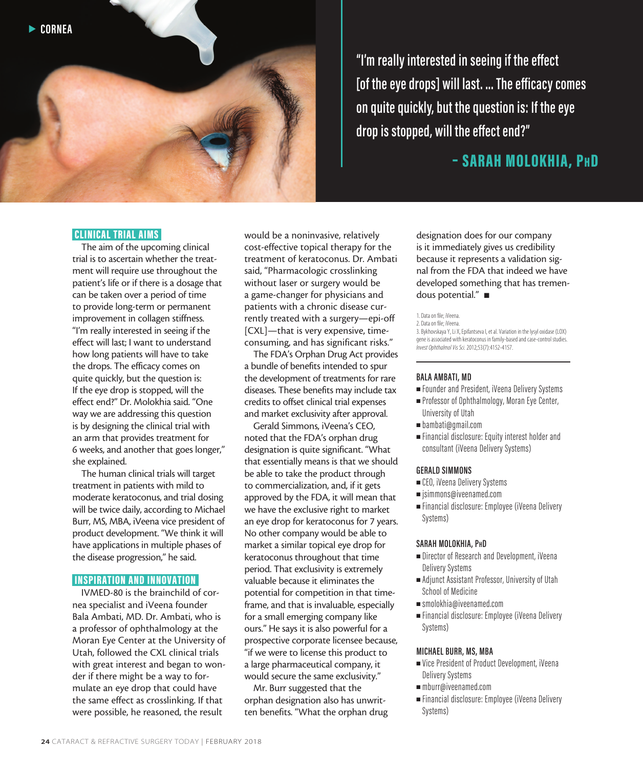“I’m really interested in seeing if the effect [of the eye drops] will last. ... The efficacy comes on quite quickly, but the question is: If the eye drop is stopped, will the effect end?”

**- SARAH MOLOKHIA, PhD**

## CLINICAL TRIAL AIMS

The aim of the upcoming clinical trial is to ascertain whether the treatment will require use throughout the patient’s life or if there is a dosage that can be taken over a period of time to provide long-term or permanent improvement in collagen stiffness. “I’m really interested in seeing if the effect will last; I want to understand how long patients will have to take the drops. The efficacy comes on quite quickly, but the question is: If the eye drop is stopped, will the effect end?” Dr. Molokhia said. “One way we are addressing this question is by designing the clinical trial with an arm that provides treatment for 6 weeks, and another that goes longer,” she explained.

The human clinical trials will target treatment in patients with mild to moderate keratoconus, and trial dosing will be twice daily, according to Michael Burr, MS, MBA, iVeena vice president of product development. “We think it will have applications in multiple phases of the disease progression,” he said.

## INSPIRATION AND INNOVATION

IVMED-80 is the brainchild of cornea specialist and iVeena founder Bala Ambati, MD. Dr. Ambati, who is a professor of ophthalmology at the Moran Eye Center at the University of Utah, followed the CXL clinical trials with great interest and began to wonder if there might be a way to formulate an eye drop that could have the same effect as crosslinking. If that were possible, he reasoned, the result would be a noninvasive, relatively cost-effective topical therapy for the treatment of keratoconus. Dr. Ambati said, “Pharmacologic crosslinking without laser or surgery would be a game-changer for physicians and patients with a chronic disease currently treated with a surgery—epi-off [CXL]—that is very expensive, time-consuming, and has significant risks.”

The FDA’s Orphan Drug Act provides a bundle of benefits intended to spur the development of treatments for rare diseases. These benefits may include tax credits to offset clinical trial expenses and market exclusivity after approval.

Gerald Simmons, iVeena’s CEO, noted that the FDA’s orphan drug designation is quite significant. “What that essentially means is that we should be able to take the product through to commercialization, and, if it gets approved by the FDA, it will mean that we have the exclusive right to market an eye drop for keratoconus for 7 years. No other company would be able to market a similar topical eye drop for keratoconus throughout that time period. That exclusivity is extremely valuable because it eliminates the potential for competition in that timeframe, and that is invaluable, especially for a small emerging company like ours.” He says it is also powerful for a prospective corporate licensee because, “if we were to license this product to a large pharmaceutical company, it would secure the same exclusivity.”

Mr. Burr suggested that the orphan designation also has unwritten benefits. “What the orphan drug designation does for our company is it immediately gives us credibility because it represents a validation signal from the FDA that indeed we have developed something that has tremendous potential.” ■

1. Data on file; iVeena.
2. Data on file; iVeena.
3. Bykhovskaya Y, Li X, Epifantseva I, et al. Variation in the lysyl oxidase (LOX) gene is associated with keratoconus in family-based and case-control studies. *Invest Ophthalmol Vis Sci.* 2012;53(7):4152-4157.

---

**BALA AMBATI, MD**
- Founder and President, iVeena Delivery Systems
- Professor of Ophthalmology, Moran Eye Center, University of Utah
- bambati@gmail.com
- Financial disclosure: Equity interest holder and consultant (iVeena Delivery Systems)

**GERALD SIMMONS**
- CEO, iVeena Delivery Systems
- jsimmons@iveenamed.com
- Financial disclosure: Employee (iVeena Delivery Systems)

**SARAH MOLOKHIA, PhD**
- Director of Research and Development, iVeena Delivery Systems
- Adjunct Assistant Professor, University of Utah School of Medicine
- smolokhia@iveenamed.com
- Financial disclosure: Employee (iVeena Delivery Systems)

**MICHAEL BURR, MS, MBA**
- Vice President of Product Development, iVeena Delivery Systems
- mburr@iveenamed.com
- Financial disclosure: Employee (iVeena Delivery Systems)